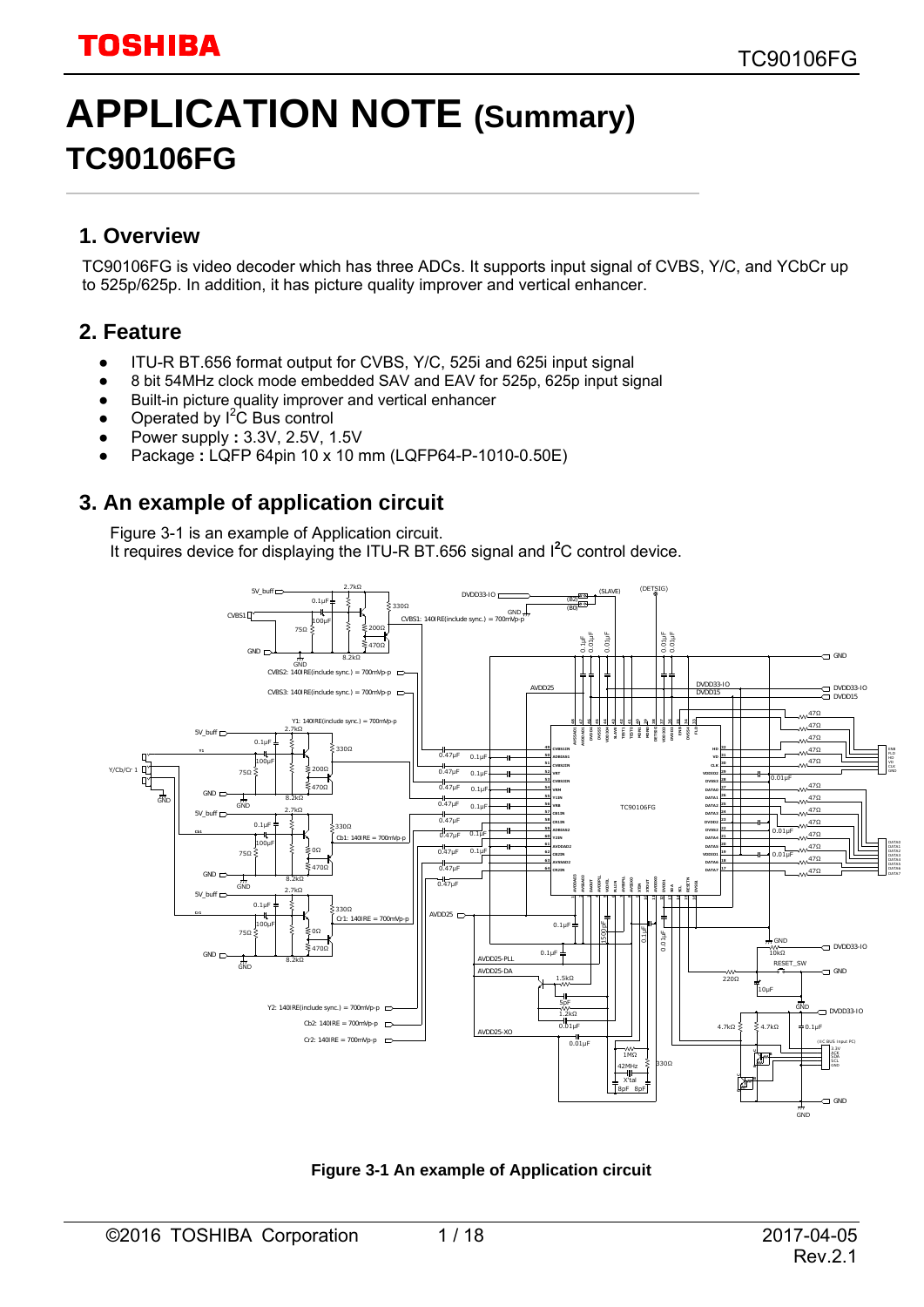# APPLICATION NOTE (Summary)
# TC90106FG

## 1. Overview

TC90106FG is video decoder which has three ADCs. It supports input signal of CVBS, Y/C, and YCbCr up to 525p/625p. In addition, it has picture quality improver and vertical enhancer.

## 2. Feature

- ITU-R BT.656 format output for CVBS, Y/C, 525i and 625i input signal
- 8 bit 54MHz clock mode embedded SAV and EAV for 525p, 625p input signal
- Built-in picture quality improver and vertical enhancer
- Operated by $I^2C$ Bus control
- Power supply **:** 3.3V, 2.5V, 1.5V
- Package **:** LQFP 64pin 10 x 10 mm (LQFP64-P-1010-0.50E)

## 3. An example of application circuit

Figure 3-1 is an example of Application circuit.
It requires device for displaying the ITU-R BT.656 signal and $I^2C$ control device.

**Figure 3-1 An example of Application circuit**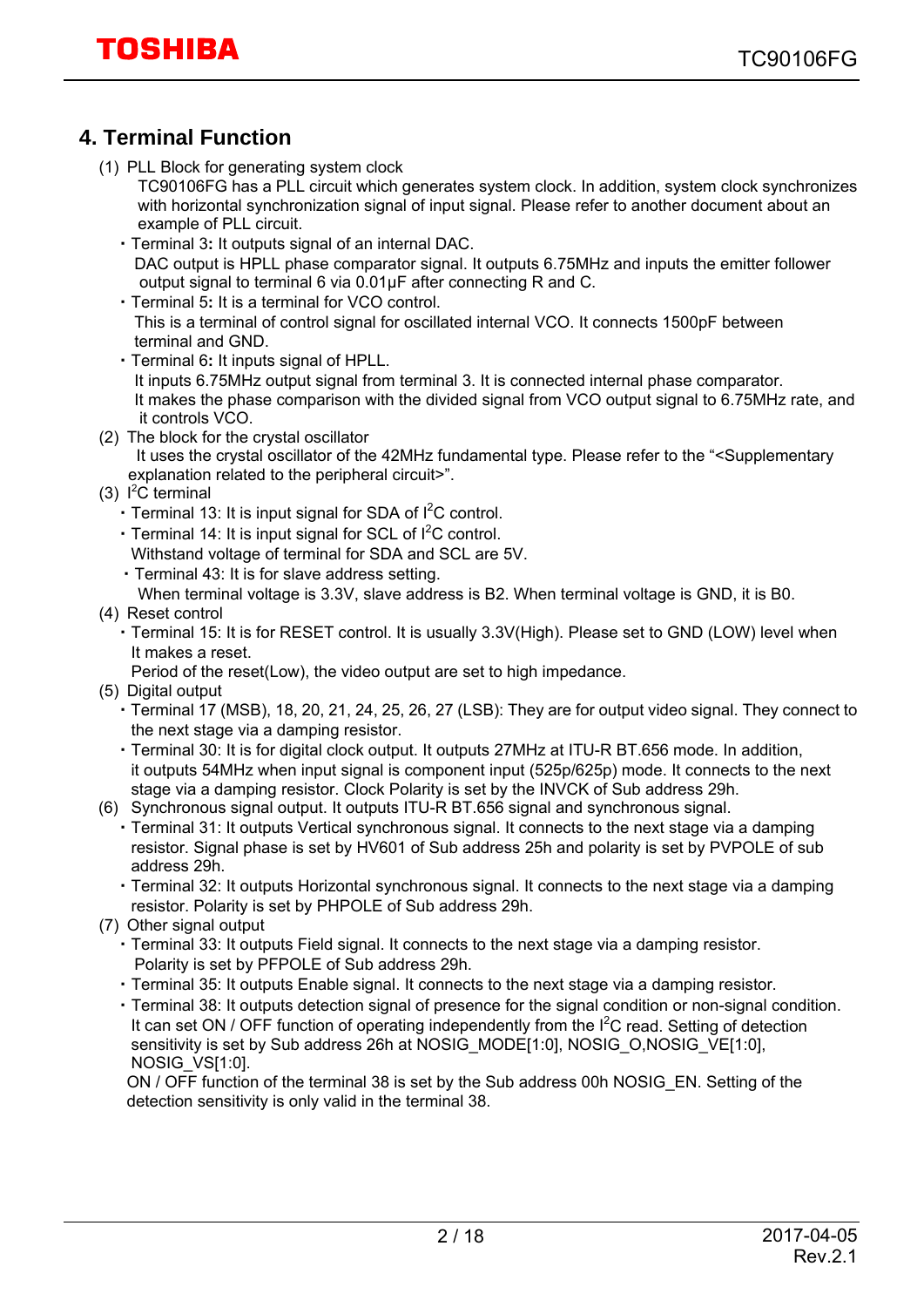## 4. Terminal Function

(1) PLL Block for generating system clock

TC90106FG has a PLL circuit which generates system clock. In addition, system clock synchronizes with horizontal synchronization signal of input signal. Please refer to another document about an example of PLL circuit.

- Terminal 3**:** It outputs signal of an internal DAC.
  DAC output is HPLL phase comparator signal. It outputs 6.75MHz and inputs the emitter follower output signal to terminal 6 via 0.01μF after connecting R and C.
- Terminal 5**:** It is a terminal for VCO control.
  This is a terminal of control signal for oscillated internal VCO. It connects 1500pF between terminal and GND.
- Terminal 6**:** It inputs signal of HPLL.
  It inputs 6.75MHz output signal from terminal 3. It is connected internal phase comparator.
  It makes the phase comparison with the divided signal from VCO output signal to 6.75MHz rate, and it controls VCO.

(2) The block for the crystal oscillator

It uses the crystal oscillator of the 42MHz fundamental type. Please refer to the "<Supplementary explanation related to the peripheral circuit>".

(3) I$^2$C terminal

- Terminal 13: It is input signal for SDA of I$^2$C control.
- Terminal 14: It is input signal for SCL of I$^2$C control.
  Withstand voltage of terminal for SDA and SCL are 5V.
- Terminal 43: It is for slave address setting.
  When terminal voltage is 3.3V, slave address is B2. When terminal voltage is GND, it is B0.

(4) Reset control

- Terminal 15: It is for RESET control. It is usually 3.3V(High). Please set to GND (LOW) level when It makes a reset.
  Period of the reset(Low), the video output are set to high impedance.

(5) Digital output

- Terminal 17 (MSB), 18, 20, 21, 24, 25, 26, 27 (LSB): They are for output video signal. They connect to the next stage via a damping resistor.
- Terminal 30: It is for digital clock output. It outputs 27MHz at ITU-R BT.656 mode. In addition, it outputs 54MHz when input signal is component input (525p/625p) mode. It connects to the next stage via a damping resistor. Clock Polarity is set by the INVCK of Sub address 29h.

(6) Synchronous signal output. It outputs ITU-R BT.656 signal and synchronous signal.

- Terminal 31: It outputs Vertical synchronous signal. It connects to the next stage via a damping resistor. Signal phase is set by HV601 of Sub address 25h and polarity is set by PVPOLE of sub address 29h.
- Terminal 32: It outputs Horizontal synchronous signal. It connects to the next stage via a damping resistor. Polarity is set by PHPOLE of Sub address 29h.

(7) Other signal output

- Terminal 33: It outputs Field signal. It connects to the next stage via a damping resistor.
  Polarity is set by PFPOLE of Sub address 29h.
- Terminal 35: It outputs Enable signal. It connects to the next stage via a damping resistor.
- Terminal 38: It outputs detection signal of presence for the signal condition or non-signal condition. It can set ON / OFF function of operating independently from the I$^2$C read. Setting of detection sensitivity is set by Sub address 26h at NOSIG_MODE[1:0], NOSIG_O,NOSIG_VE[1:0], NOSIG_VS[1:0].

ON / OFF function of the terminal 38 is set by the Sub address 00h NOSIG_EN. Setting of the detection sensitivity is only valid in the terminal 38.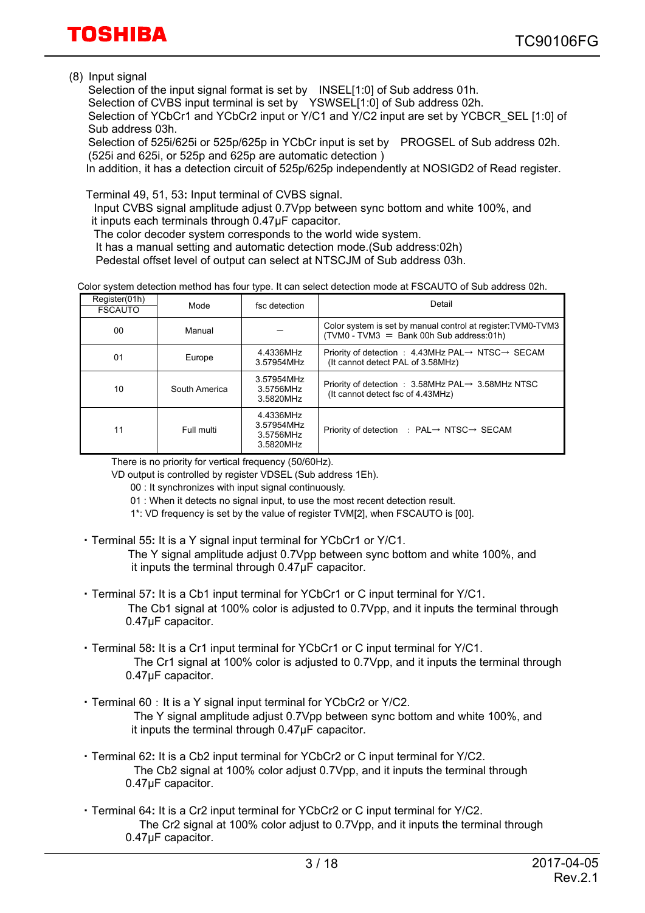(8) Input signal

Selection of the input signal format is set by INSEL[1:0] of Sub address 01h.
Selection of CVBS input terminal is set by YSWSEL[1:0] of Sub address 02h.
Selection of YCbCr1 and YCbCr2 input or Y/C1 and Y/C2 input are set by YCBCR_SEL [1:0] of Sub address 03h.
Selection of 525i/625i or 525p/625p in YCbCr input is set by PROGSEL of Sub address 02h.
(525i and 625i, or 525p and 625p are automatic detection )
In addition, it has a detection circuit of 525p/625p independently at NOSIGD2 of Read register.

Terminal 49, 51, 53**:** Input terminal of CVBS signal.
Input CVBS signal amplitude adjust 0.7Vpp between sync bottom and white 100%, and it inputs each terminals through 0.47μF capacitor.
The color decoder system corresponds to the world wide system.
It has a manual setting and automatic detection mode.(Sub address:02h)
Pedestal offset level of output can select at NTSCJM of Sub address 03h.

Color system detection method has four type. It can select detection mode at FSCAUTO of Sub address 02h.

| Register(01h) FSCAUTO | Mode | fsc detection | Detail |
|---|---|---|---|
| 00 | Manual | — | Color system is set by manual control at register:TVM0-TVM3 (TVM0 - TVM3 ＝ Bank 00h Sub address:01h) |
| 01 | Europe | 4.4336MHz<br>3.57954MHz | Priority of detection : 4.43MHz PAL→ NTSC→ SECAM<br>(It cannot detect PAL of 3.58MHz) |
| 10 | South America | 3.57954MHz<br>3.5756MHz<br>3.5820MHz | Priority of detection : 3.58MHz PAL→ 3.58MHz NTSC<br>(It cannot detect fsc of 4.43MHz) |
| 11 | Full multi | 4.4336MHz<br>3.57954MHz<br>3.5756MHz<br>3.5820MHz | Priority of detection : PAL→ NTSC→ SECAM |

There is no priority for vertical frequency (50/60Hz).
VD output is controlled by register VDSEL (Sub address 1Eh).
00 : It synchronizes with input signal continuously.
01 : When it detects no signal input, to use the most recent detection result.
1*: VD frequency is set by the value of register TVM[2], when FSCAUTO is [00].

- Terminal 55**:** It is a Y signal input terminal for YCbCr1 or Y/C1.
  The Y signal amplitude adjust 0.7Vpp between sync bottom and white 100%, and it inputs the terminal through 0.47μF capacitor.

- Terminal 57**:** It is a Cb1 input terminal for YCbCr1 or C input terminal for Y/C1.
  The Cb1 signal at 100% color is adjusted to 0.7Vpp, and it inputs the terminal through 0.47μF capacitor.

- Terminal 58**:** It is a Cr1 input terminal for YCbCr1 or C input terminal for Y/C1.
  The Cr1 signal at 100% color is adjusted to 0.7Vpp, and it inputs the terminal through 0.47μF capacitor.

- Terminal 60 : It is a Y signal input terminal for YCbCr2 or Y/C2.
  The Y signal amplitude adjust 0.7Vpp between sync bottom and white 100%, and it inputs the terminal through 0.47μF capacitor.

- Terminal 62**:** It is a Cb2 input terminal for YCbCr2 or C input terminal for Y/C2.
  The Cb2 signal at 100% color adjust 0.7Vpp, and it inputs the terminal through 0.47μF capacitor.

- Terminal 64**:** It is a Cr2 input terminal for YCbCr2 or C input terminal for Y/C2.
  The Cr2 signal at 100% color adjust to 0.7Vpp, and it inputs the terminal through 0.47μF capacitor.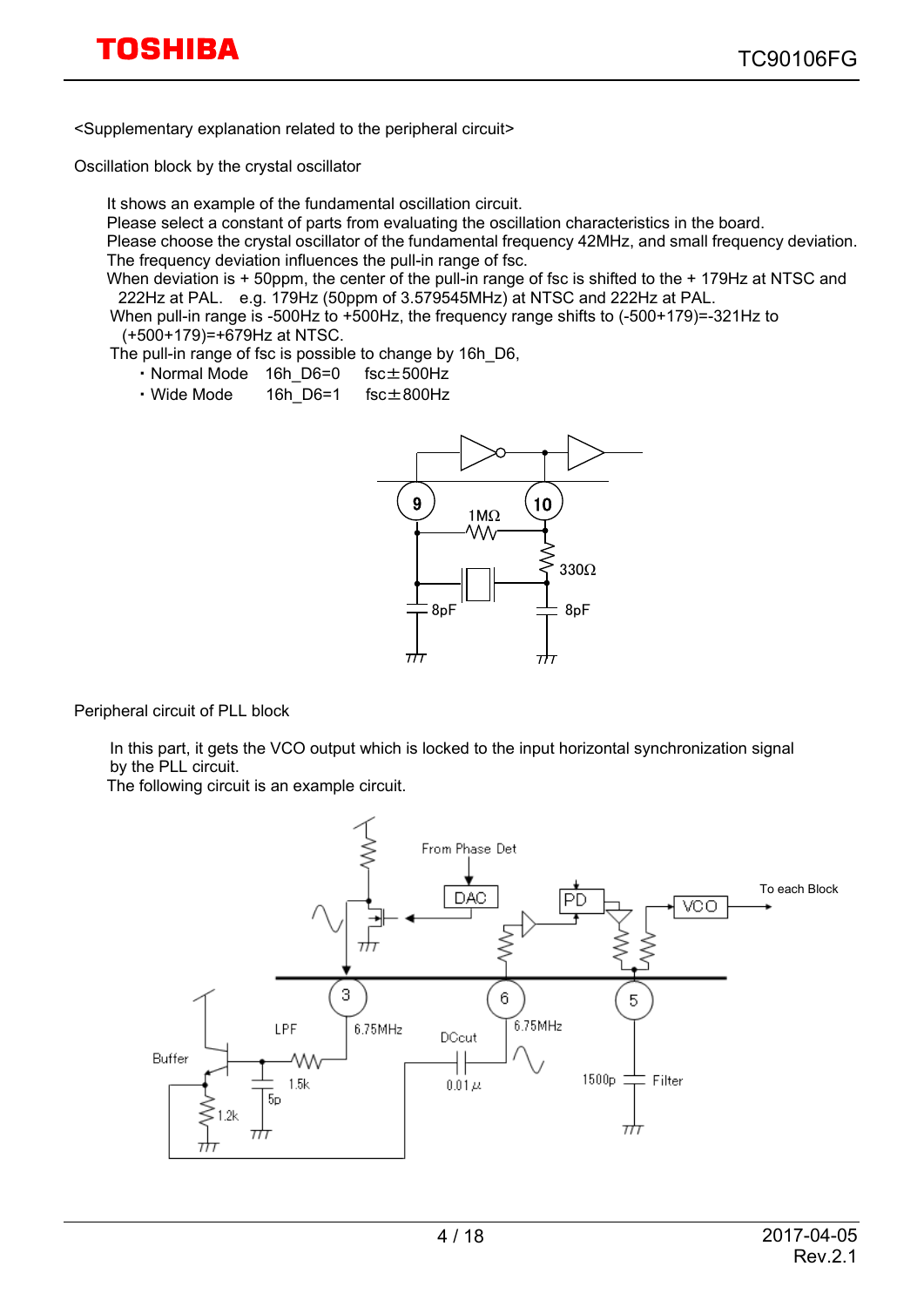<Supplementary explanation related to the peripheral circuit>

Oscillation block by the crystal oscillator

It shows an example of the fundamental oscillation circuit.
Please select a constant of parts from evaluating the oscillation characteristics in the board.
Please choose the crystal oscillator of the fundamental frequency 42MHz, and small frequency deviation.
The frequency deviation influences the pull-in range of fsc.
When deviation is + 50ppm, the center of the pull-in range of fsc is shifted to the + 179Hz at NTSC and 222Hz at PAL. e.g. 179Hz (50ppm of 3.579545MHz) at NTSC and 222Hz at PAL.
When pull-in range is -500Hz to +500Hz, the frequency range shifts to (-500+179)=-321Hz to (+500+179)=+679Hz at NTSC.
The pull-in range of fsc is possible to change by 16h_D6,

- Normal Mode 16h_D6=0 fsc±500Hz
- Wide Mode 16h_D6=1 fsc±800Hz

Peripheral circuit of PLL block

In this part, it gets the VCO output which is locked to the input horizontal synchronization signal by the PLL circuit.
The following circuit is an example circuit.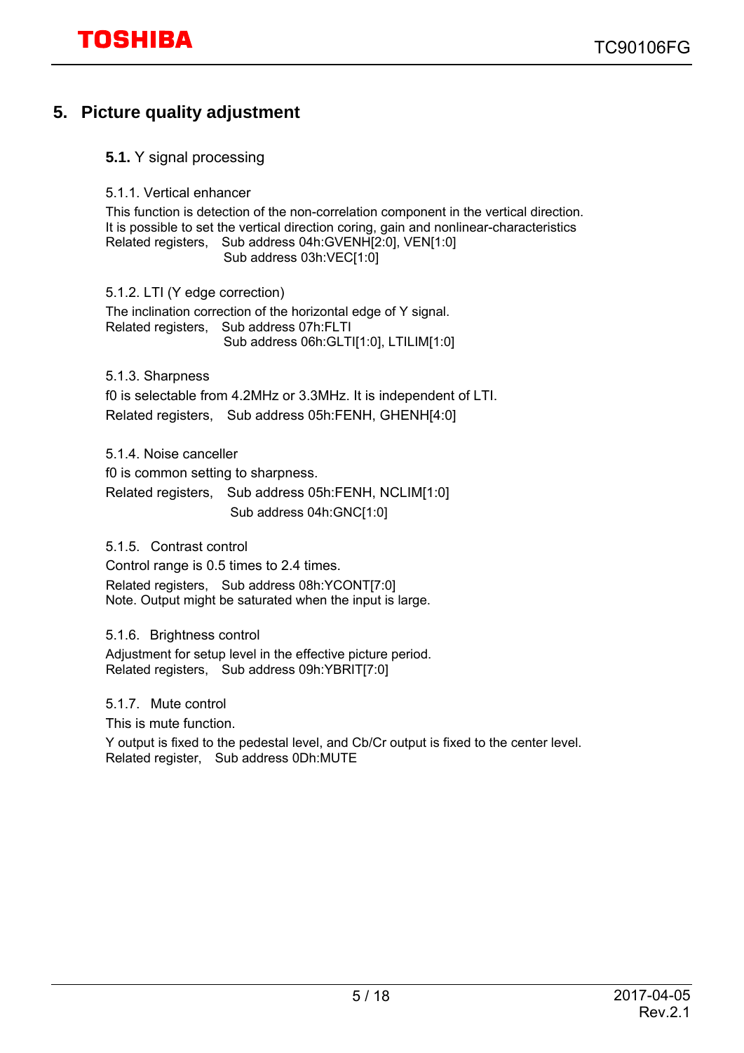# 5. Picture quality adjustment

## 5.1. Y signal processing

### 5.1.1. Vertical enhancer

This function is detection of the non-correlation component in the vertical direction.
It is possible to set the vertical direction coring, gain and nonlinear-characteristics
Related registers, Sub address 04h:GVENH[2:0], VEN[1:0]
Sub address 03h:VEC[1:0]

### 5.1.2. LTI (Y edge correction)

The inclination correction of the horizontal edge of Y signal.
Related registers, Sub address 07h:FLTI
Sub address 06h:GLTI[1:0], LTILIM[1:0]

### 5.1.3. Sharpness

f0 is selectable from 4.2MHz or 3.3MHz. It is independent of LTI.
Related registers, Sub address 05h:FENH, GHENH[4:0]

### 5.1.4. Noise canceller

f0 is common setting to sharpness.
Related registers, Sub address 05h:FENH, NCLIM[1:0]
Sub address 04h:GNC[1:0]

### 5.1.5. Contrast control

Control range is 0.5 times to 2.4 times.
Related registers, Sub address 08h:YCONT[7:0]
Note. Output might be saturated when the input is large.

### 5.1.6. Brightness control

Adjustment for setup level in the effective picture period.
Related registers, Sub address 09h:YBRIT[7:0]

### 5.1.7. Mute control

This is mute function.
Y output is fixed to the pedestal level, and Cb/Cr output is fixed to the center level.
Related register, Sub address 0Dh:MUTE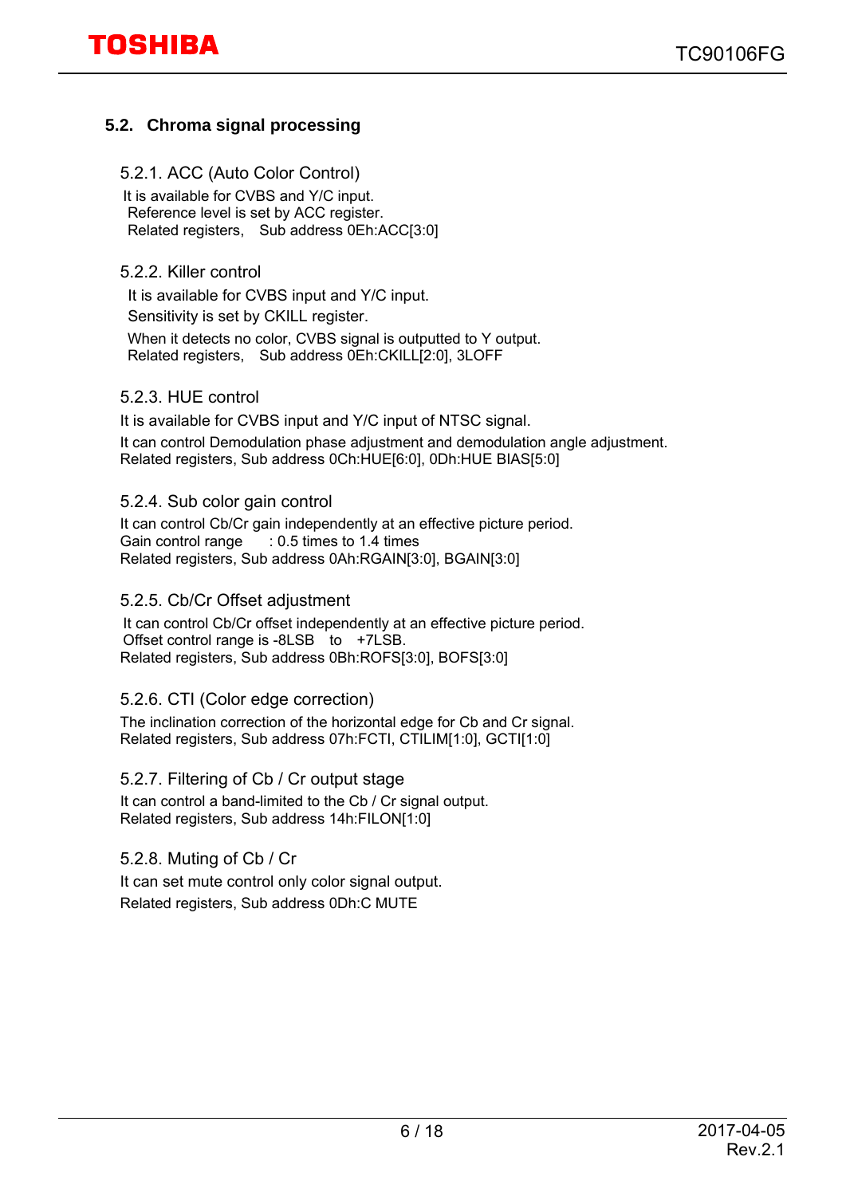## 5.2. Chroma signal processing

### 5.2.1. ACC (Auto Color Control)

It is available for CVBS and Y/C input.
Reference level is set by ACC register.
Related registers, Sub address 0Eh:ACC[3:0]

### 5.2.2. Killer control

It is available for CVBS input and Y/C input.
Sensitivity is set by CKILL register.
When it detects no color, CVBS signal is outputted to Y output.
Related registers, Sub address 0Eh:CKILL[2:0], 3LOFF

### 5.2.3. HUE control

It is available for CVBS input and Y/C input of NTSC signal.
It can control Demodulation phase adjustment and demodulation angle adjustment.
Related registers, Sub address 0Ch:HUE[6:0], 0Dh:HUE BIAS[5:0]

### 5.2.4. Sub color gain control

It can control Cb/Cr gain independently at an effective picture period.
Gain control range : 0.5 times to 1.4 times
Related registers, Sub address 0Ah:RGAIN[3:0], BGAIN[3:0]

### 5.2.5. Cb/Cr Offset adjustment

It can control Cb/Cr offset independently at an effective picture period.
Offset control range is -8LSB to +7LSB.
Related registers, Sub address 0Bh:ROFS[3:0], BOFS[3:0]

### 5.2.6. CTI (Color edge correction)

The inclination correction of the horizontal edge for Cb and Cr signal.
Related registers, Sub address 07h:FCTI, CTILIM[1:0], GCTI[1:0]

### 5.2.7. Filtering of Cb / Cr output stage

It can control a band-limited to the Cb / Cr signal output.
Related registers, Sub address 14h:FILON[1:0]

### 5.2.8. Muting of Cb / Cr

It can set mute control only color signal output.
Related registers, Sub address 0Dh:C MUTE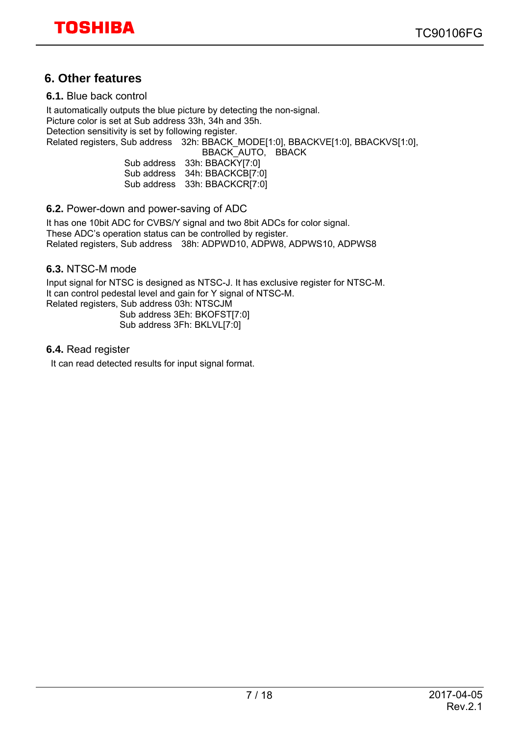## 6. Other features

### 6.1. Blue back control

It automatically outputs the blue picture by detecting the non-signal.
Picture color is set at Sub address 33h, 34h and 35h.
Detection sensitivity is set by following register.
Related registers, Sub address 32h: BBACK_MODE[1:0], BBACKVE[1:0], BBACKVS[1:0],
BBACK_AUTO, BBACK
Sub address 33h: BBACKY[7:0]
Sub address 34h: BBACKCB[7:0]
Sub address 33h: BBACKCR[7:0]

### 6.2. Power-down and power-saving of ADC

It has one 10bit ADC for CVBS/Y signal and two 8bit ADCs for color signal.
These ADC's operation status can be controlled by register.
Related registers, Sub address 38h: ADPWD10, ADPW8, ADPWS10, ADPWS8

### 6.3. NTSC-M mode

Input signal for NTSC is designed as NTSC-J. It has exclusive register for NTSC-M.
It can control pedestal level and gain for Y signal of NTSC-M.
Related registers, Sub address 03h: NTSCJM
Sub address 3Eh: BKOFST[7:0]
Sub address 3Fh: BKLVL[7:0]

### 6.4. Read register

It can read detected results for input signal format.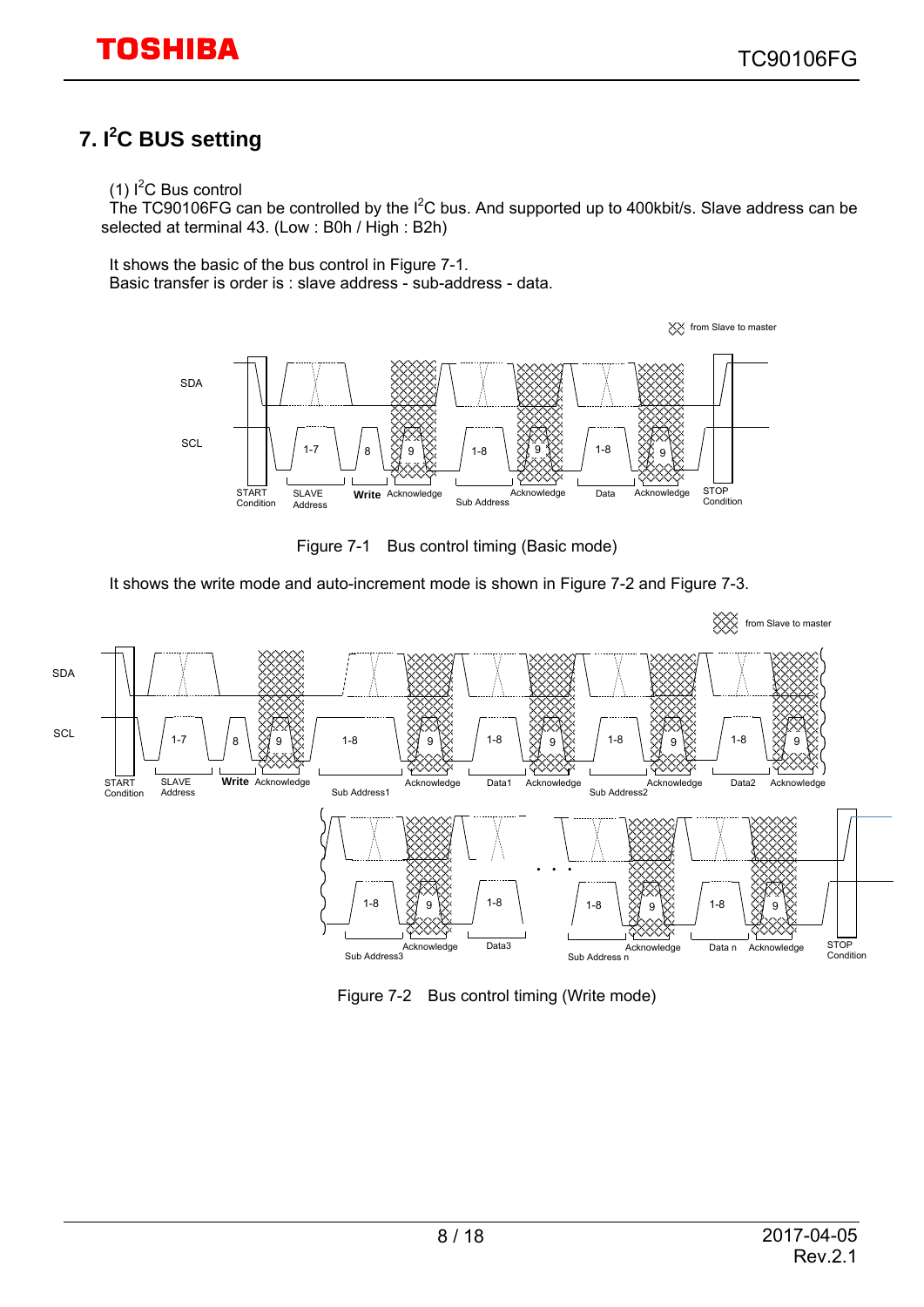## 7. I²C BUS setting

(1) I²C Bus control

The TC90106FG can be controlled by the I²C bus. And supported up to 400kbit/s. Slave address can be selected at terminal 43. (Low : B0h / High : B2h)

It shows the basic of the bus control in Figure 7-1.
Basic transfer is order is : slave address - sub-address - data.

Figure 7-1 Bus control timing (Basic mode)

It shows the write mode and auto-increment mode is shown in Figure 7-2 and Figure 7-3.

Figure 7-2 Bus control timing (Write mode)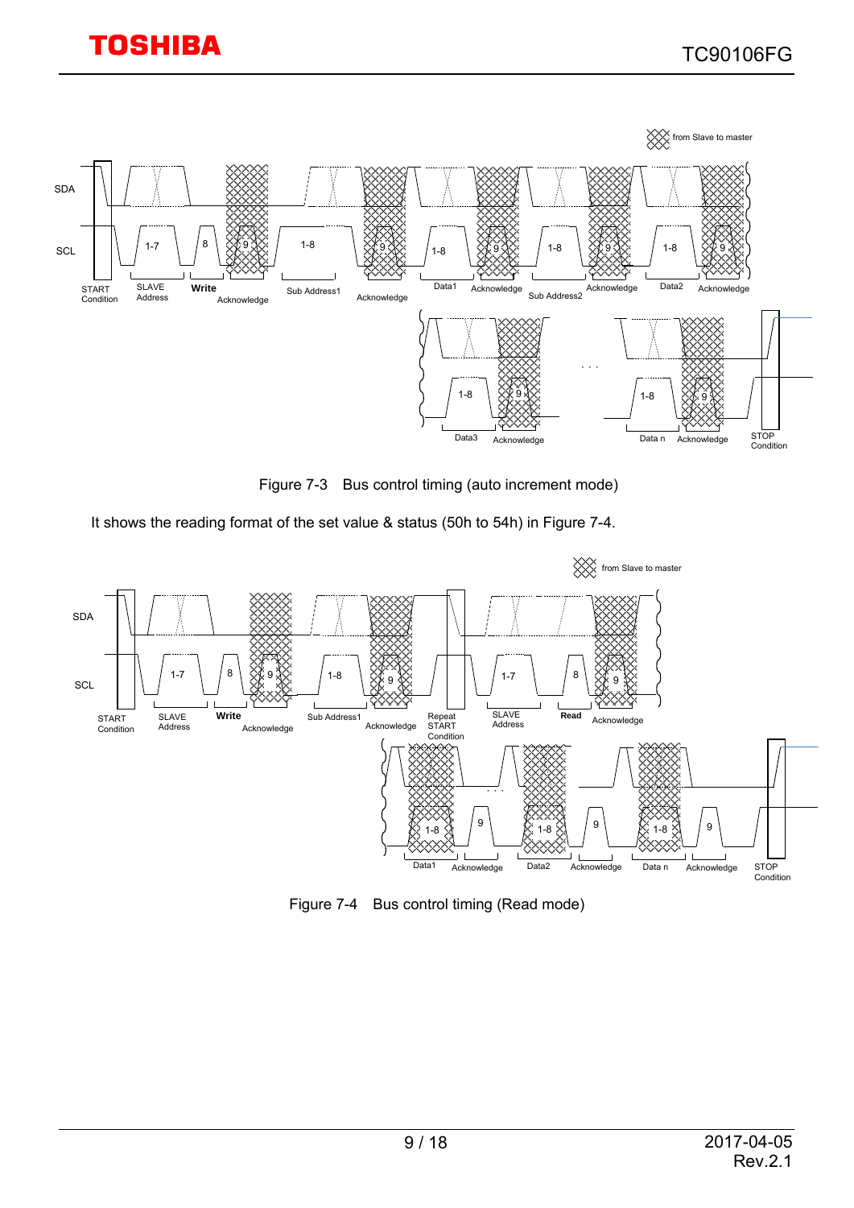Figure 7-3 Bus control timing (auto increment mode)

It shows the reading format of the set value & status (50h to 54h) in Figure 7-4.

Figure 7-4 Bus control timing (Read mode)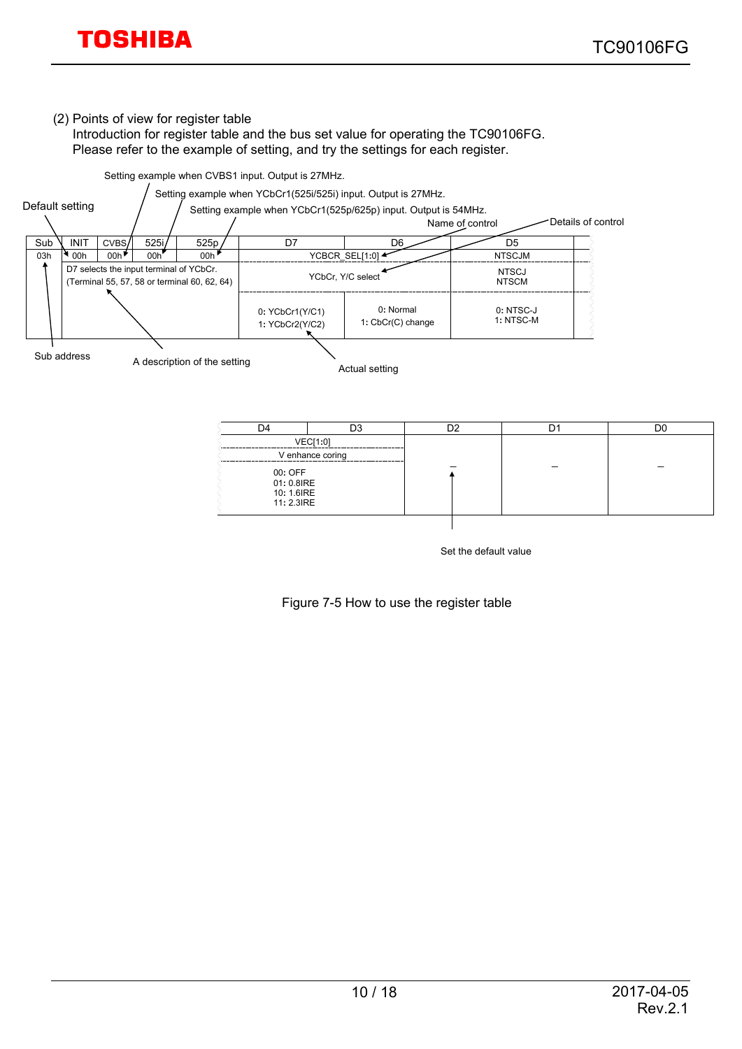(2) Points of view for register table

Introduction for register table and the bus set value for operating the TC90106FG.
Please refer to the example of setting, and try the settings for each register.

Setting example when CVBS1 input. Output is 27MHz.

Setting example when YCbCr1(525i/525i) input. Output is 27MHz.

Setting example when YCbCr1(525p/625p) input. Output is 54MHz.

Default setting

Name of control

Details of control

| Sub | INIT | CVBS | 525i | 525p | D7 | D6 | D5 |
|---|---|---|---|---|---|---|---|
| 03h | 00h | 00h | 00h | 00h | YCBCR_SEL[1:0] | | NTSCJM |
| | D7 selects the input terminal of YCbCr. (Terminal 55, 57, 58 or terminal 60, 62, 64) | | | | YCbCr, Y/C select | | NTSCJ NTSCM |
| | | | | | 0: YCbCr1(Y/C1) 1: YCbCr2(Y/C2) | 0: Normal 1: CbCr(C) change | 0: NTSC-J 1: NTSC-M |

Sub address

A description of the setting

Actual setting

| D4 | D3 | D2 | D1 | D0 |
|---|---|---|---|---|
| VEC[1:0] | | – | – | – |
| V enhance coring | | | | |
| 00: OFF 01: 0.8IRE 10: 1.6IRE 11: 2.3IRE | | | | |

Set the default value

Figure 7-5 How to use the register table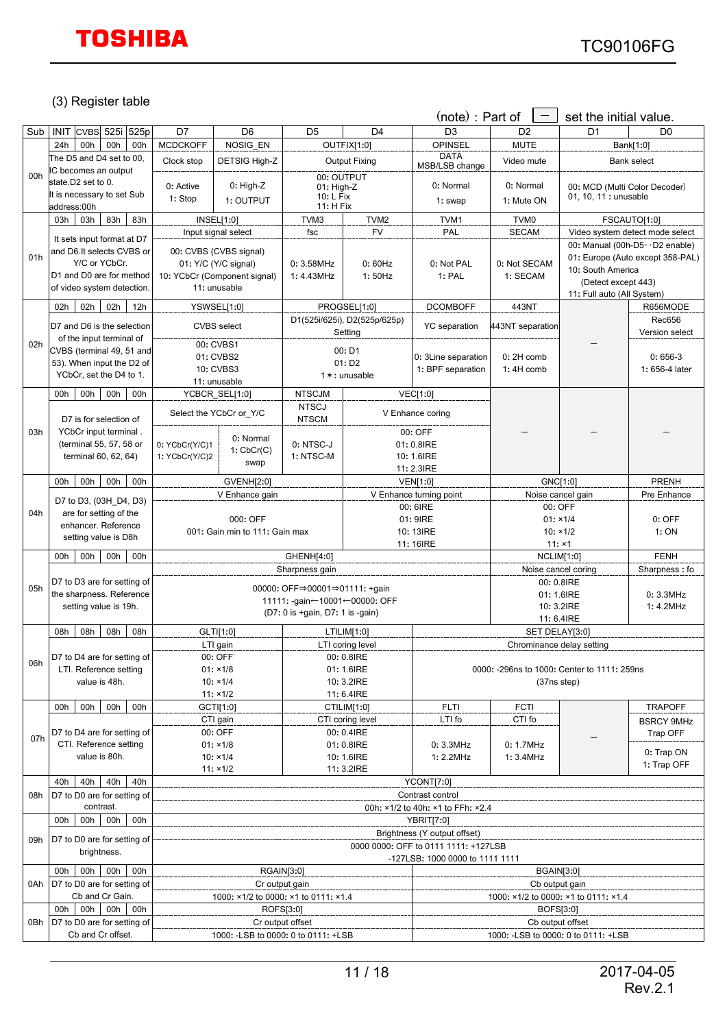### (3) Register table

(note) : Part of [ — ] set the initial value.

| Sub | INIT | CVBS | 525i | 525p | D7 | D6 | D5 | D4 | D3 | D2 | D1 | D0 |
|---|---|---|---|---|---|---|---|---|---|---|---|---|
| 00h | 24h | 00h | 00h | 00h | MCDCKOFF | NOSIG_EN | OUTFIX[1:0] | | OPINSEL | MUTE | Bank[1:0] | |
| | The D5 and D4 set to 00, IC becomes an output state.D2 set to 0. It is necessary to set Sub address:00h | | | | Clock stop | DETSIG High-Z | Output Fixing | | DATA MSB/LSB change | Video mute | Bank select | |
| | | | | | 0: Active<br>1: Stop | 0: High-Z<br>1: OUTPUT | 00: OUTPUT<br>01: High-Z<br>10: L Fix<br>11: H Fix | | 0: Normal<br>1: swap | 0: Normal<br>1: Mute ON | 00: MCD (Multi Color Decoder)<br>01, 10, 11 : unusable | |
| 01h | 03h | 03h | 83h | 83h | INSEL[1:0] | | TVM3 | TVM2 | TVM1 | TVM0 | FSCAUTO[1:0] | |
| | It sets input format at D7 and D6.It selects CVBS or Y/C or YCbCr. D1 and D0 are for method of video system detection. | | | | Input signal select | | fsc | FV | PAL | SECAM | Video system detect mode select | |
| | | | | | 00: CVBS (CVBS signal)<br>01: Y/C (Y/C signal)<br>10: YCbCr (Component signal)<br>11: unusable | | 0: 3.58MHz<br>1: 4.43MHz | 0: 60Hz<br>1: 50Hz | 0: Not PAL<br>1: PAL | 0: Not SECAM<br>1: SECAM | 00: Manual (00h-D5‥D2 enable)<br>01: Europe (Auto except 358-PAL)<br>10: South America (Detect except 443)<br>11: Full auto (All System) | |
| 02h | 02h | 02h | 02h | 12h | YSWSEL[1:0] | | PROGSEL[1:0] | | DCOMBOFF | 443NT | | R656MODE |
| | D7 and D6 is the selection of the input terminal of CVBS (terminal 49, 51 and 53). When input the D2 of YCbCr, set the D4 to 1. | | | | CVBS select | | D1(525i/625i), D2(525p/625p) Setting | | YC separation | 443NT separation | — | Rec656 Version select |
| | | | | | 00: CVBS1<br>01: CVBS2<br>10: CVBS3<br>11: unusable | | 00: D1<br>01: D2<br>1＊: unusable | | 0: 3Line separation<br>1: BPF separation | 0: 2H comb<br>1: 4H comb | | 0: 656-3<br>1: 656-4 later |
| 03h | 00h | 00h | 00h | 00h | YCBCR_SEL[1:0] | | NTSCJM | VEC[1:0] | | | | |
| | D7 is for selection of YCbCr input terminal . (terminal 55, 57, 58 or terminal 60, 62, 64) | | | | Select the YCbCr or Y/C | | NTSCJ NTSCM | V Enhance coring | | — | — | — |
| | | | | | 0: YCbCr(Y/C)1<br>1: YCbCr(Y/C)2 | 0: Normal<br>1: CbCr(C) swap | 0: NTSC-J<br>1: NTSC-M | 00: OFF<br>01: 0.8IRE<br>10: 1.6IRE<br>11: 2.3IRE | | | | |
| 04h | 00h | 00h | 00h | 00h | GVENH[2:0] | | | VEN[1:0] | | GNC[1:0] | | PRENH |
| | D7 to D3, (03H_D4, D3) are for setting of the enhancer. Reference setting value is D8h | | | | V Enhance gain | | | V Enhance turning point | | Noise cancel gain | | Pre Enhance |
| | | | | | 000: OFF<br>001: Gain min to 111: Gain max | | | 00: 6IRE<br>01: 9IRE<br>10: 13IRE<br>11: 16IRE | | 00: OFF<br>01: ×1/4<br>10: ×1/2<br>11: ×1 | | 0: OFF<br>1: ON |
| 05h | 00h | 00h | 00h | 00h | GHENH[4:0] | | | | | NCLIM[1:0] | | FENH |
| | D7 to D3 are for setting of the sharpness. Reference setting value is 19h. | | | | Sharpness gain | | | | | Noise cancel coring | | Sharpness : fo |
| | | | | | 00000: OFF⇒00001⇒01111: +gain<br>11111: -gain←10001←00000: OFF<br>(D7: 0 is +gain, D7: 1 is -gain) | | | | | 00: 0.8IRE<br>01: 1.6IRE<br>10: 3.2IRE<br>11: 6.4IRE | | 0: 3.3MHz<br>1: 4.2MHz |
| 06h | 08h | 08h | 08h | 08h | GLTI[1:0] | | LTILIM[1:0] | | SET DELAY[3:0] | | | |
| | D7 to D4 are for setting of LTI. Reference setting value is 48h. | | | | LTI gain | | LTI coring level | | Chrominance delay setting | | | |
| | | | | | 00: OFF<br>01: ×1/8<br>10: ×1/4<br>11: ×1/2 | | 00: 0.8IRE<br>01: 1.6IRE<br>10: 3.2IRE<br>11: 6.4IRE | | 0000: -296ns to 1000: Center to 1111: 259ns<br>(37ns step) | | | |
| 07h | 00h | 00h | 00h | 00h | GCTI[1:0] | | CTILIM[1:0] | | FLTI | FCTI | | TRAPOFF |
| | D7 to D4 are for setting of CTI. Reference setting value is 80h. | | | | CTI gain | | CTI coring level | | LTI fo | CTI fo | — | BSRCY 9MHz Trap OFF |
| | | | | | 00: OFF<br>01: ×1/8<br>10: ×1/4<br>11: ×1/2 | | 00: 0.4IRE<br>01: 0.8IRE<br>10: 1.6IRE<br>11: 3.2IRE | | 0: 3.3MHz<br>1: 2.2MHz | 0: 1.7MHz<br>1: 3.4MHz | | 0: Trap ON<br>1: Trap OFF |
| 08h | 40h | 40h | 40h | 40h | YCONT[7:0] | | | | | | | |
| | D7 to D0 are for setting of contrast. | | | | Contrast control<br>00h: ×1/2 to 40h: ×1 to FFh: ×2.4 | | | | | | | |
| 09h | 00h | 00h | 00h | 00h | YBRIT[7:0] | | | | | | | |
| | D7 to D0 are for setting of brightness. | | | | Brightness (Y output offset)<br>0000 0000: OFF to 0111 1111: +127LSB<br>-127LSB: 1000 0000 to 1111 1111 | | | | | | | |
| 0Ah | 00h | 00h | 00h | 00h | RGAIN[3:0] | | | | BGAIN[3:0] | | | |
| | D7 to D0 are for setting of Cb and Cr Gain. | | | | Cr output gain<br>1000: ×1/2 to 0000: ×1 to 0111: ×1.4 | | | | Cb output gain<br>1000: ×1/2 to 0000: ×1 to 0111: ×1.4 | | | |
| 0Bh | 00h | 00h | 00h | 00h | ROFS[3:0] | | | | BOFS[3:0] | | | |
| | D7 to D0 are for setting of Cb and Cr offset. | | | | Cr output offset<br>1000: -LSB to 0000: 0 to 0111: +LSB | | | | Cb output offset<br>1000: -LSB to 0000: 0 to 0111: +LSB | | | |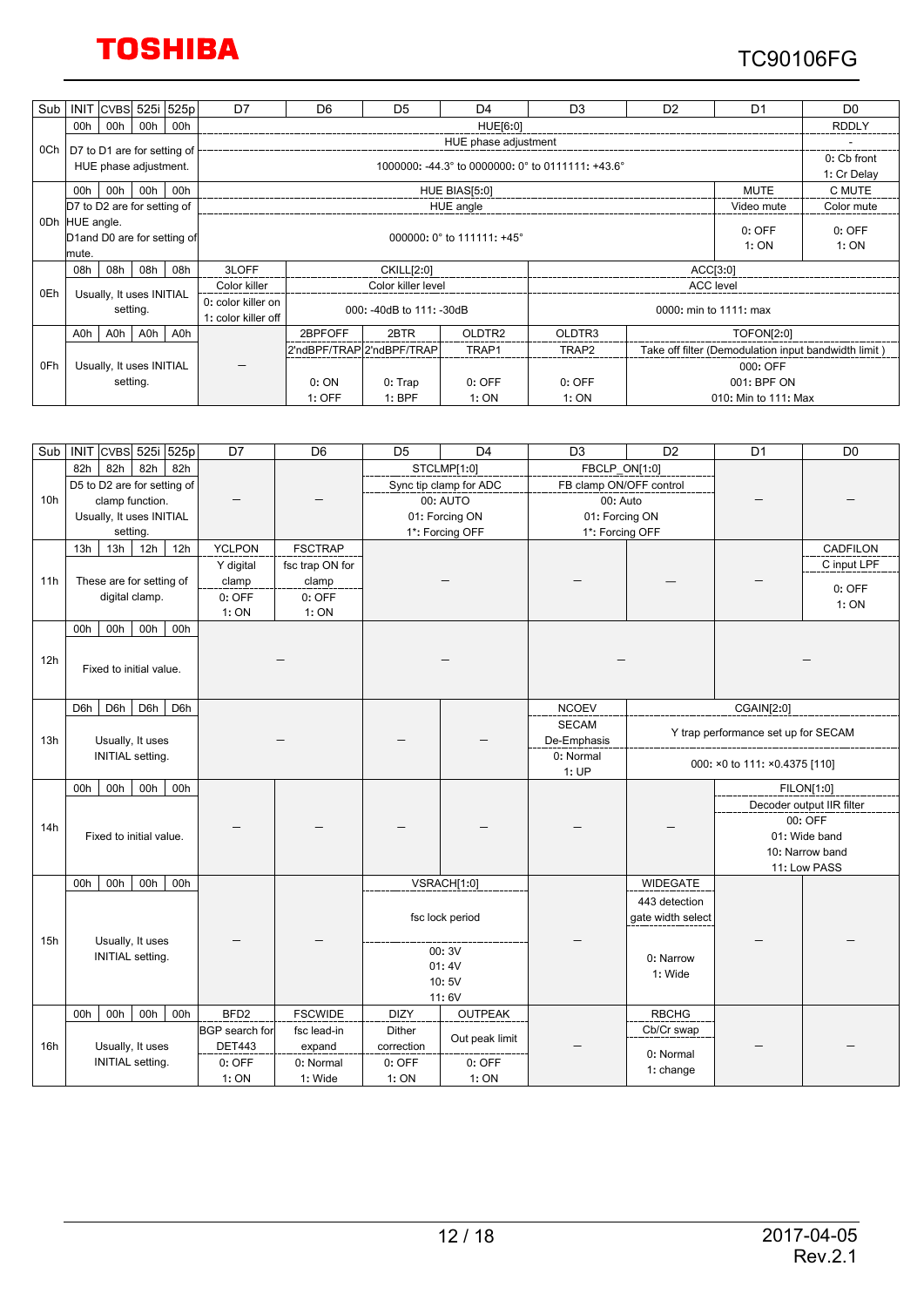| Sub | INIT CVBS | 525i | 525p | D7 | D6 | D5 | D4 | D3 | D2 | D1 | D0 |
|---|---|---|---|---|---|---|---|---|---|---|---|
| 0Ch | 00h 00h | 00h | 00h | HUE[6:0] | | | | | | | RDDLY |
| | D7 to D1 are for setting of HUE phase adjustment. | | | HUE phase adjustment<br>1000000: -44.3° to 0000000: 0° to 0111111: +43.6° | | | | | | | -<br>0: Cb front<br>1: Cr Delay |
| 0Dh | 00h 00h | 00h | 00h | HUE BIAS[5:0] | | | | | | MUTE | C MUTE |
| | D7 to D2 are for setting of HUE angle.<br>D1and D0 are for setting of mute. | | | HUE angle<br>000000: 0° to 111111: +45° | | | | | | Video mute<br>0: OFF<br>1: ON | Color mute<br>0: OFF<br>1: ON |
| 0Eh | 08h 08h | 08h | 08h | 3LOFF | CKILL[2:0] | | | ACC[3:0] | | | |
| | Usually, It uses INITIAL setting. | | | Color killer<br>0: color killer on<br>1: color killer off | Color killer level<br>000: -40dB to 111: -30dB | | | ACC level<br>0000: min to 1111: max | | | |
| 0Fh | A0h A0h | A0h | A0h | | 2BPFOFF | 2BTR | OLDTR2 | OLDTR3 | TOFON[2:0] | | |
| | Usually, It uses INITIAL setting. | | | — | 2'ndBPF/TRAP<br>0: ON<br>1: OFF | 2'ndBPF/TRAP<br>0: Trap<br>1: BPF | TRAP1<br>0: OFF<br>1: ON | TRAP2<br>0: OFF<br>1: ON | Take off filter (Demodulation input bandwidth limit )<br>000: OFF<br>001: BPF ON<br>010: Min to 111: Max | | |

| Sub | INIT CVBS | 525i | 525p | D7 | D6 | D5 | D4 | D3 | D2 | D1 | D0 |
|---|---|---|---|---|---|---|---|---|---|---|---|
| 10h | 82h 82h | 82h | 82h | | | STCLMP[1:0] | | FBCLP_ON[1:0] | | | |
| | D5 to D2 are for setting of clamp function. Usually, It uses INITIAL setting. | | | — | — | Sync tip clamp for ADC<br>00: AUTO<br>01: Forcing ON<br>1*: Forcing OFF | | FB clamp ON/OFF control<br>00: Auto<br>01: Forcing ON<br>1*: Forcing OFF | | — | — |
| 11h | 13h 13h | 12h | 12h | YCLPON | FSCTRAP | | | | | | CADFILON |
| | These are for setting of digital clamp. | | | Y digital clamp<br>0: OFF<br>1: ON | fsc trap ON for clamp<br>0: OFF<br>1: ON | — | | — | — | — | C input LPF<br>0: OFF<br>1: ON |
| 12h | 00h 00h | 00h | 00h | | | | | | | | |
| | Fixed to initial value. | | | — | | — | | — | | — | |
| 13h | D6h D6h | D6h | D6h | | | | | NCOEV | CGAIN[2:0] | | |
| | Usually, It uses INITIAL setting. | | | — | | — | — | SECAM De-Emphasis<br>0: Normal<br>1: UP | Y trap performance set up for SECAM<br>000: ×0 to 111: ×0.4375 [110] | | |
| 14h | 00h 00h | 00h | 00h | | | | | | | FILON[1:0] | |
| | Fixed to initial value. | | | — | — | — | — | — | — | Decoder output IIR filter<br>00: OFF<br>01: Wide band<br>10: Narrow band<br>11: Low PASS | |
| 15h | 00h 00h | 00h | 00h | | | VSRACH[1:0] | | | WIDEGATE | | |
| | Usually, It uses INITIAL setting. | | | — | — | fsc lock period<br>00: 3V<br>01: 4V<br>10: 5V<br>11: 6V | | — | 443 detection gate width select<br>0: Narrow<br>1: Wide | — | — |
| 16h | 00h 00h | 00h | 00h | BFD2 | FSCWIDE | DIZY | OUTPEAK | | RBCHG | | |
| | Usually, It uses INITIAL setting. | | | BGP search for DET443<br>0: OFF<br>1: ON | fsc lead-in expand<br>0: Normal<br>1: Wide | Dither correction<br>0: OFF<br>1: ON | Out peak limit<br>0: OFF<br>1: ON | — | Cb/Cr swap<br>0: Normal<br>1: change | — | — |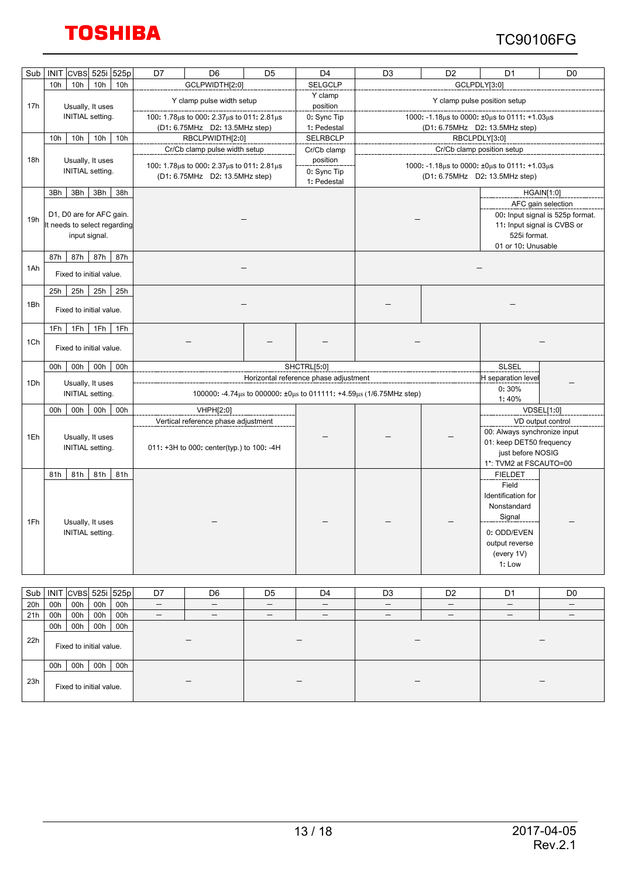| Sub | INIT CVBS | 525i | 525p | D7 | D6 | D5 | D4 | D3 | D2 | D1 | D0 |
|---|---|---|---|---|---|---|---|---|---|---|---|
| 17h | 10h | 10h | 10h | GCLPWIDTH[2:0]<br>Y clamp pulse width setup<br>100: 1.78μs to 000: 2.37μs to 011: 2.81μs<br>(D1: 6.75MHz D2: 13.5MHz step) | | | SELGCLP<br>Y clamp position<br>0: Sync Tip<br>1: Pedestal | GCLPDLY[3:0]<br>Y clamp pulse position setup<br>1000: -1.18μs to 0000: ±0μs to 0111: +1.03μs<br>(D1: 6.75MHz D2: 13.5MHz step) | | | |
| | Usually, It uses INITIAL setting. | | | | | | | | | | |
| 18h | 10h | 10h | 10h | RBCLPWIDTH[2:0]<br>Cr/Cb clamp pulse width setup<br>100: 1.78μs to 000: 2.37μs to 011: 2.81μs<br>(D1: 6.75MHz D2: 13.5MHz step) | | | SELRBCLP<br>Cr/Cb clamp position<br>0: Sync Tip<br>1: Pedestal | RBCLPDLY[3:0]<br>Cr/Cb clamp position setup<br>1000: -1.18μs to 0000: ±0μs to 0111: +1.03μs<br>(D1: 6.75MHz D2: 13.5MHz step) | | | |
| | Usually, It uses INITIAL setting. | | | | | | | | | | |
| 19h | 3Bh | 3Bh | 38h | – | | | | – | | HGAIN[1:0]<br>AFC gain selection<br>00: Input signal is 525p format.<br>11: Input signal is CVBS or 525i format.<br>01 or 10: Unusable | |
| | D1, D0 are for AFC gain. It needs to select regarding input signal. | | | | | | | | | | |
| 1Ah | 87h | 87h | 87h | – | | | | – | | | |
| | Fixed to initial value. | | | | | | | | | | |
| 1Bh | 25h | 25h | 25h | – | | | | – | – | | |
| | Fixed to initial value. | | | | | | | | | | |
| 1Ch | 1Fh | 1Fh | 1Fh | – | | – | – | – | | – | |
| | Fixed to initial value. | | | | | | | | | | |
| 1Dh | 00h | 00h | 00h | SHCTRL[5:0]<br>Horizontal reference phase adjustment<br>100000: -4.74μs to 000000: ±0μs to 011111: +4.59μs (1/6.75MHz step) | | | | | | SLSEL<br>H separation level<br>0: 30%<br>1: 40% | – |
| | Usually, It uses INITIAL setting. | | | | | | | | | | |
| 1Eh | 00h | 00h | 00h | VHPH[2:0]<br>Vertical reference phase adjustment<br>011: +3H to 000: center(typ.) to 100: -4H | | | – | – | – | VDSEL[1:0]<br>VD output control<br>00: Always synchronize input<br>01: keep DET50 frequency just before NOSIG<br>1*: TVM2 at FSCAUTO=00 | |
| | Usually, It uses INITIAL setting. | | | | | | | | | | |
| 1Fh | 81h | 81h | 81h | – | | | – | – | – | FIELDET<br>Field Identification for Nonstandard Signal<br>0: ODD/EVEN output reverse (every 1V)<br>1: Low | – |
| | Usually, It uses INITIAL setting. | | | | | | | | | | |

Note: INIT/CVBS column values are identical for each register (e.g., 17h: INIT 10h, CVBS 10h).

| Sub | INIT | CVBS | 525i | 525p | D7 | D6 | D5 | D4 | D3 | D2 | D1 | D0 |
|---|---|---|---|---|---|---|---|---|---|---|---|---|
| 20h | 00h | 00h | 00h | 00h | – | – | – | – | – | – | – | – |
| 21h | 00h | 00h | 00h | 00h | – | – | – | – | – | – | – | – |
| 22h | 00h | 00h | 00h | 00h | – | | – | | – | | – | |
| | Fixed to initial value. | | | | | | | | | | | |
| 23h | 00h | 00h | 00h | 00h | – | | – | | – | | – | |
| | Fixed to initial value. | | | | | | | | | | | |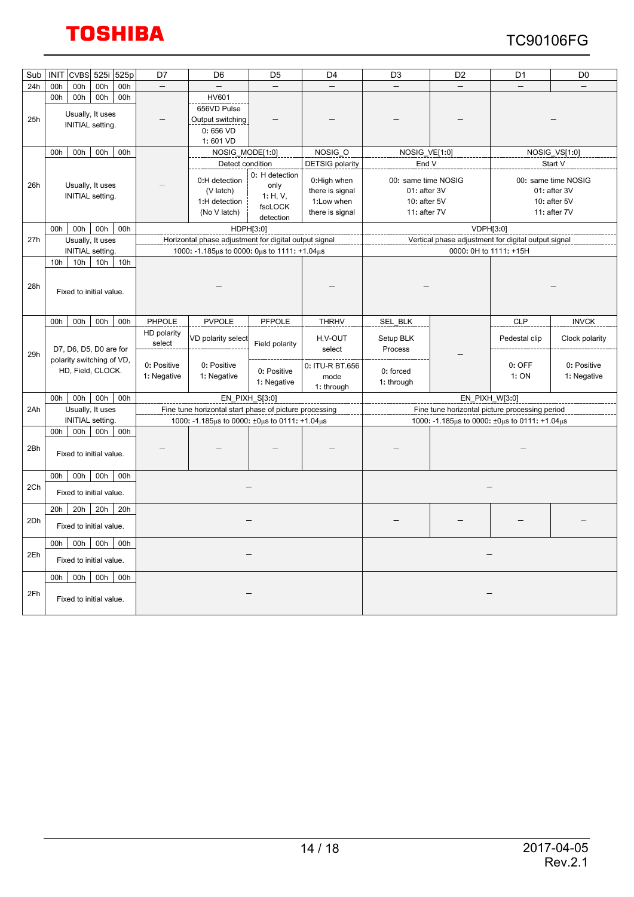| Sub | INIT | CVBS | 525i | 525p | D7 | D6 | D5 | D4 | D3 | D2 | D1 | D0 |
|---|---|---|---|---|---|---|---|---|---|---|---|---|
| 24h | 00h | 00h | 00h | 00h | – | – | – | – | – | – | – | – |
| 25h | 00h | 00h | 00h | 00h | – | HV601<br>656VD Pulse Output switching<br>0: 656 VD<br>1: 601 VD | – | – | – | – | – | |
| | Usually, It uses INITIAL setting. | | | | | | | | | | | |
| 26h | 00h | 00h | 00h | 00h | – | NOSIG_MODE[1:0]<br>Detect condition<br>0:H detection (V latch)<br>1:H detection (No V latch) | 0: H detection only<br>1: H, V, fscLOCK detection | NOSIG_O<br>DETSIG polarity<br>0:High when there is signal<br>1:Low when there is signal | NOSIG_VE[1:0]<br>End V<br>00: same time NOSIG<br>01: after 3V<br>10: after 5V<br>11: after 7V | | NOSIG_VS[1:0]<br>Start V<br>00: same time NOSIG<br>01: after 3V<br>10: after 5V<br>11: after 7V | |
| | Usually, It uses INITIAL setting. | | | | | | | | | | | |
| 27h | 00h | 00h | 00h | 00h | HDPH[3:0]<br>Horizontal phase adjustment for digital output signal<br>1000: -1.185µs to 0000: 0µs to 1111: +1.04µs | | | | VDPH[3:0]<br>Vertical phase adjustment for digital output signal<br>0000: 0H to 1111: +15H | | | |
| | Usually, It uses INITIAL setting. | | | | | | | | | | | |
| 28h | 10h | 10h | 10h | 10h | – | | | – | – | | – | |
| | Fixed to initial value. | | | | | | | | | | | |
| 29h | 00h | 00h | 00h | 00h | PHPOLE<br>HD polarity select<br>0: Positive<br>1: Negative | PVPOLE<br>VD polarity select<br>0: Positive<br>1: Negative | PFPOLE<br>Field polarity<br>0: Positive<br>1: Negative | THRHV<br>H,V-OUT select<br>0: ITU-R BT.656 mode<br>1: through | SEL_BLK<br>Setup BLK Process<br>0: forced<br>1: through | – | CLP<br>Pedestal clip<br>0: OFF<br>1: ON | INVCK<br>Clock polarity<br>0: Positive<br>1: Negative |
| | D7, D6, D5, D0 are for polarity switching of VD, HD, Field, CLOCK. | | | | | | | | | | | |
| 2Ah | 00h | 00h | 00h | 00h | EN_PIXH_S[3:0]<br>Fine tune horizontal start phase of picture processing<br>1000: -1.185µs to 0000: ±0µs to 0111: +1.04µs | | | | EN_PIXH_W[3:0]<br>Fine tune horizontal picture processing period<br>1000: -1.185µs to 0000: ±0µs to 0111: +1.04µs | | | |
| | Usually, It uses INITIAL setting. | | | | | | | | | | | |
| 2Bh | 00h | 00h | 00h | 00h | – | – | – | – | – | – | | |
| | Fixed to initial value. | | | | | | | | | | | |
| 2Ch | 00h | 00h | 00h | 00h | – | | | | – | | | |
| | Fixed to initial value. | | | | | | | | | | | |
| 2Dh | 20h | 20h | 20h | 20h | – | | | | – | – | – | – |
| | Fixed to initial value. | | | | | | | | | | | |
| 2Eh | 00h | 00h | 00h | 00h | – | | | | – | | | |
| | Fixed to initial value. | | | | | | | | | | | |
| 2Fh | 00h | 00h | 00h | 00h | – | | | | – | | | |
| | Fixed to initial value. | | | | | | | | | | | |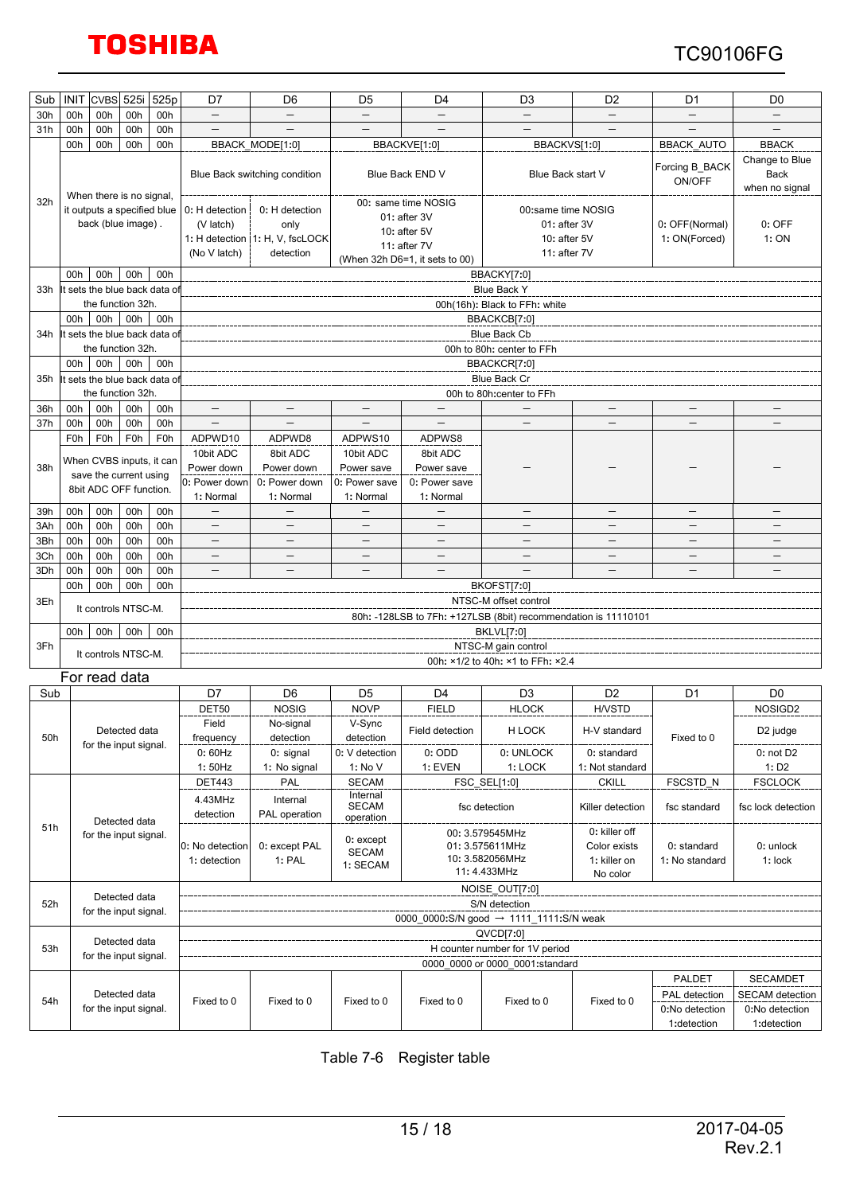| Sub | INIT | CVBS | 525i | 525p | D7 | D6 | D5 | D4 | D3 | D2 | D1 | D0 |
|---|---|---|---|---|---|---|---|---|---|---|---|---|
| 30h | 00h | 00h | 00h | 00h | – | – | – | – | – | – | – | – |
| 31h | 00h | 00h | 00h | 00h | – | – | – | – | – | – | – | – |
| 32h | 00h | 00h | 00h | 00h | BBACK_MODE[1:0] | | BBACKVE[1:0] | | BBACKVS[1:0] | | BBACK_AUTO | BBACK |
| | When there is no signal, it outputs a specified blue back (blue image) . | | | | Blue Back switching condition | | Blue Back END V | | Blue Back start V | | Forcing B_BACK ON/OFF | Change to Blue Back when no signal |
| | | | | | 0: H detection (V latch) 1: H detection (No V latch) | 0: H detection only 1: H, V, fscLOCK detection | 00: same time NOSIG 01: after 3V 10: after 5V 11: after 7V (When 32h D6=1, it sets to 00) | | 00:same time NOSIG 01: after 3V 10: after 5V 11: after 7V | | 0: OFF(Normal) 1: ON(Forced) | 0: OFF 1: ON |
| 33h | 00h | 00h | 00h | 00h | BBACKY[7:0] | | | | | | | |
| | It sets the blue back data of the function 32h. | | | | Blue Back Y | | | | | | | |
| | | | | | 00h(16h): Black to FFh: white | | | | | | | |
| 34h | 00h | 00h | 00h | 00h | BBACKCB[7:0] | | | | | | | |
| | It sets the blue back data of the function 32h. | | | | Blue Back Cb | | | | | | | |
| | | | | | 00h to 80h: center to FFh | | | | | | | |
| 35h | 00h | 00h | 00h | 00h | BBACKCR[7:0] | | | | | | | |
| | It sets the blue back data of the function 32h. | | | | Blue Back Cr | | | | | | | |
| | | | | | 00h to 80h:center to FFh | | | | | | | |
| 36h | 00h | 00h | 00h | 00h | – | – | – | – | – | – | – | – |
| 37h | 00h | 00h | 00h | 00h | – | – | – | – | – | – | – | – |
| 38h | F0h | F0h | F0h | F0h | ADPWD10 | ADPWD8 | ADPWS10 | ADPWS8 | – | – | – | – |
| | When CVBS inputs, it can save the current using 8bit ADC OFF function. | | | | 10bit ADC Power down | 8bit ADC Power down | 10bit ADC Power save | 8bit ADC Power save | | | | |
| | | | | | 0: Power down 1: Normal | 0: Power down 1: Normal | 0: Power save 1: Normal | 0: Power save 1: Normal | | | | |
| 39h | 00h | 00h | 00h | 00h | – | – | – | – | – | – | – | – |
| 3Ah | 00h | 00h | 00h | 00h | – | – | – | – | – | – | – | – |
| 3Bh | 00h | 00h | 00h | 00h | – | – | – | – | – | – | – | – |
| 3Ch | 00h | 00h | 00h | 00h | – | – | – | – | – | – | – | – |
| 3Dh | 00h | 00h | 00h | 00h | – | – | – | – | – | – | – | – |
| 3Eh | 00h | 00h | 00h | 00h | BKOFST[7:0] | | | | | | | |
| | It controls NTSC-M. | | | | NTSC-M offset control | | | | | | | |
| | | | | | 80h: -128LSB to 7Fh: +127LSB (8bit) recommendation is 11110101 | | | | | | | |
| 3Fh | 00h | 00h | 00h | 00h | BKLVL[7:0] | | | | | | | |
| | It controls NTSC-M. | | | | NTSC-M gain control | | | | | | | |
| | | | | | 00h: ×1/2 to 40h: ×1 to FFh: ×2.4 | | | | | | | |

For read data

| Sub | | D7 | D6 | D5 | D4 | D3 | D2 | D1 | D0 |
|---|---|---|---|---|---|---|---|---|---|
| 50h | Detected data for the input signal. | DET50 | NOSIG | NOVP | FIELD | HLOCK | H/VSTD | Fixed to 0 | NOSIGD2 |
| | | Field frequency | No-signal detection | V-Sync detection | Field detection | H LOCK | H-V standard | | D2 judge |
| | | 0: 60Hz 1: 50Hz | 0: signal 1: No signal | 0: V detection 1: No V | 0: ODD 1: EVEN | 0: UNLOCK 1: LOCK | 0: standard 1: Not standard | | 0: not D2 1: D2 |
| 51h | Detected data for the input signal. | DET443 | PAL | SECAM | FSC_SEL[1:0] | | CKILL | FSCSTD_N | FSCLOCK |
| | | 4.43MHz detection | Internal PAL operation | Internal SECAM operation | fsc detection | | Killer detection | fsc standard | fsc lock detection |
| | | 0: No detection 1: detection | 0: except PAL 1: PAL | 0: except SECAM 1: SECAM | 00: 3.579545MHz 01: 3.575611MHz 10: 3.582056MHz 11: 4.433MHz | | 0: killer off Color exists 1: killer on No color | 0: standard 1: No standard | 0: unlock 1: lock |
| 52h | Detected data for the input signal. | NOISE_OUT[7:0] | | | | | | | |
| | | S/N detection | | | | | | | |
| | | 0000_0000:S/N good → 1111_1111:S/N weak | | | | | | | |
| 53h | Detected data for the input signal. | QVCD[7:0] | | | | | | | |
| | | H counter number for 1V period | | | | | | | |
| | | 0000_0000 or 0000_0001:standard | | | | | | | |
| 54h | Detected data for the input signal. | Fixed to 0 | Fixed to 0 | Fixed to 0 | Fixed to 0 | Fixed to 0 | Fixed to 0 | PALDET | SECAMDET |
| | | | | | | | | PAL detection | SECAM detection |
| | | | | | | | | 0:No detection 1:detection | 0:No detection 1:detection |

Table 7-6 Register table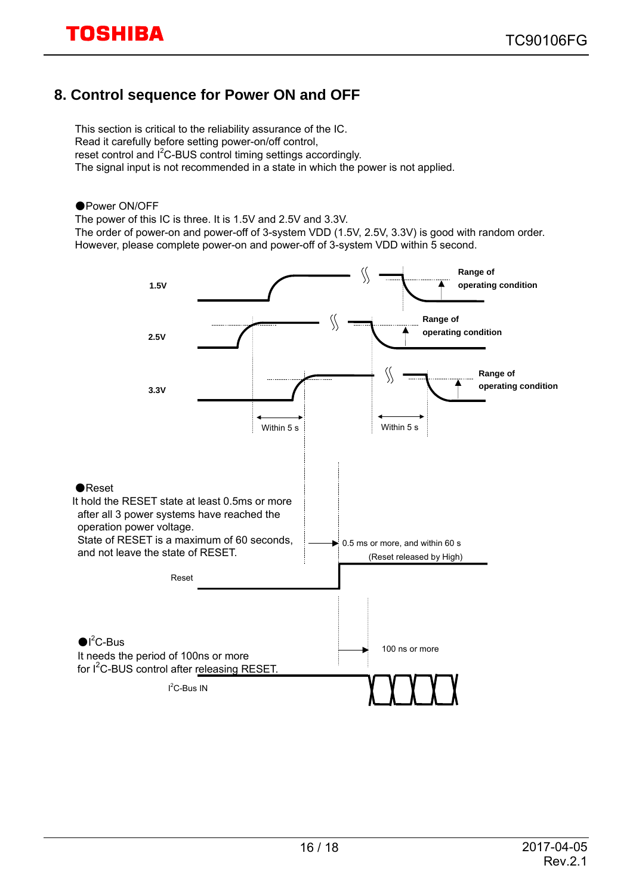## 8. Control sequence for Power ON and OFF

This section is critical to the reliability assurance of the IC.
Read it carefully before setting power-on/off control,
reset control and $I^2C$-BUS control timing settings accordingly.
The signal input is not recommended in a state in which the power is not applied.

●Power ON/OFF
The power of this IC is three. It is 1.5V and 2.5V and 3.3V.
The order of power-on and power-off of 3-system VDD (1.5V, 2.5V, 3.3V) is good with random order.
However, please complete power-on and power-off of 3-system VDD within 5 second.

1.5V — Range of operating condition

2.5V — Range of operating condition

3.3V — Range of operating condition

Within 5 s    Within 5 s

●Reset
It hold the RESET state at least 0.5ms or more after all 3 power systems have reached the operation power voltage.
State of RESET is a maximum of 60 seconds, and not leave the state of RESET.

0.5 ms or more, and within 60 s
(Reset released by High)

Reset

●$I^2C$-Bus
It needs the period of 100ns or more for $I^2C$-BUS control after releasing RESET.

100 ns or more

$I^2C$-Bus IN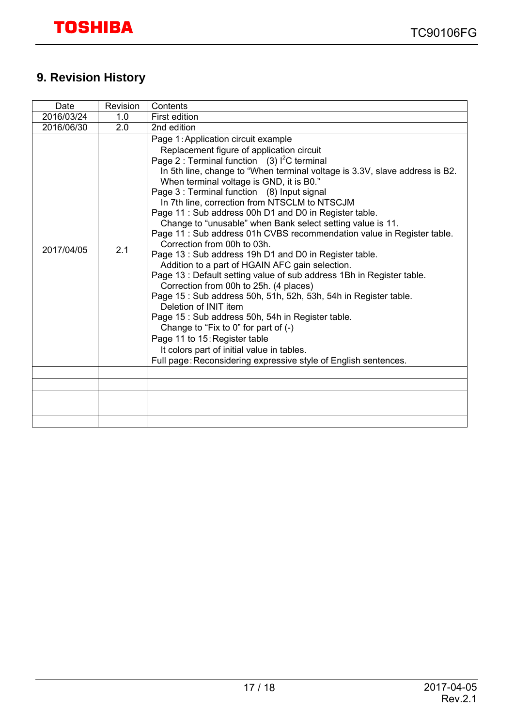## 9. Revision History

| Date | Revision | Contents |
|---|---|---|
| 2016/03/24 | 1.0 | First edition |
| 2016/06/30 | 2.0 | 2nd edition |
| 2017/04/05 | 2.1 | Page 1 : Application circuit example<br>Replacement figure of application circuit<br>Page 2 : Terminal function (3) $I^2C$ terminal<br>In 5th line, change to "When terminal voltage is 3.3V, slave address is B2. When terminal voltage is GND, it is B0."<br>Page 3 : Terminal function (8) Input signal<br>In 7th line, correction from NTSCLM to NTSCJM<br>Page 11 : Sub address 00h D1 and D0 in Register table.<br>Change to "unusable" when Bank select setting value is 11.<br>Page 11 : Sub address 01h CVBS recommendation value in Register table.<br>Correction from 00h to 03h.<br>Page 13 : Sub address 19h D1 and D0 in Register table.<br>Addition to a part of HGAIN AFC gain selection.<br>Page 13 : Default setting value of sub address 1Bh in Register table.<br>Correction from 00h to 25h. (4 places)<br>Page 15 : Sub address 50h, 51h, 52h, 53h, 54h in Register table.<br>Deletion of INIT item<br>Page 15 : Sub address 50h, 54h in Register table.<br>Change to "Fix to 0" for part of (-)<br>Page 11 to 15 : Register table<br>It colors part of initial value in tables.<br>Full page : Reconsidering expressive style of English sentences. |
| | | |
| | | |
| | | |
| | | |
| | | |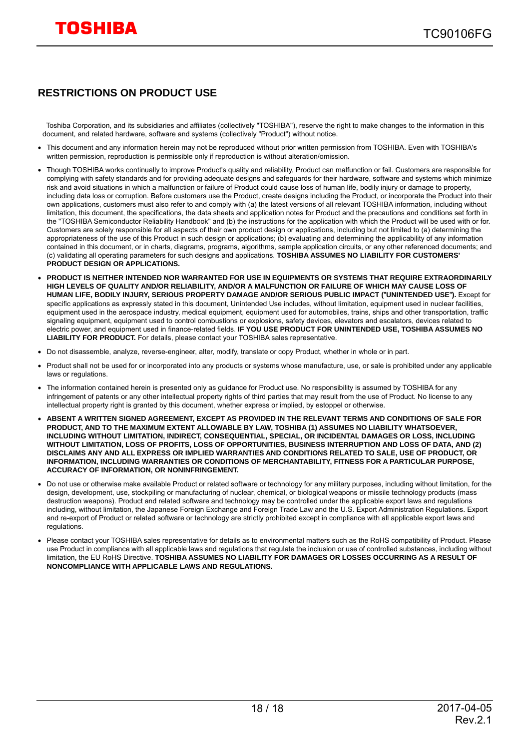## RESTRICTIONS ON PRODUCT USE

Toshiba Corporation, and its subsidiaries and affiliates (collectively "TOSHIBA"), reserve the right to make changes to the information in this document, and related hardware, software and systems (collectively "Product") without notice.

- This document and any information herein may not be reproduced without prior written permission from TOSHIBA. Even with TOSHIBA's written permission, reproduction is permissible only if reproduction is without alteration/omission.
- Though TOSHIBA works continually to improve Product's quality and reliability, Product can malfunction or fail. Customers are responsible for complying with safety standards and for providing adequate designs and safeguards for their hardware, software and systems which minimize risk and avoid situations in which a malfunction or failure of Product could cause loss of human life, bodily injury or damage to property, including data loss or corruption. Before customers use the Product, create designs including the Product, or incorporate the Product into their own applications, customers must also refer to and comply with (a) the latest versions of all relevant TOSHIBA information, including without limitation, this document, the specifications, the data sheets and application notes for Product and the precautions and conditions set forth in the "TOSHIBA Semiconductor Reliability Handbook" and (b) the instructions for the application with which the Product will be used with or for. Customers are solely responsible for all aspects of their own product design or applications, including but not limited to (a) determining the appropriateness of the use of this Product in such design or applications; (b) evaluating and determining the applicability of any information contained in this document, or in charts, diagrams, programs, algorithms, sample application circuits, or any other referenced documents; and (c) validating all operating parameters for such designs and applications. **TOSHIBA ASSUMES NO LIABILITY FOR CUSTOMERS' PRODUCT DESIGN OR APPLICATIONS.**
- **PRODUCT IS NEITHER INTENDED NOR WARRANTED FOR USE IN EQUIPMENTS OR SYSTEMS THAT REQUIRE EXTRAORDINARILY HIGH LEVELS OF QUALITY AND/OR RELIABILITY, AND/OR A MALFUNCTION OR FAILURE OF WHICH MAY CAUSE LOSS OF HUMAN LIFE, BODILY INJURY, SERIOUS PROPERTY DAMAGE AND/OR SERIOUS PUBLIC IMPACT ("UNINTENDED USE").** Except for specific applications as expressly stated in this document, Unintended Use includes, without limitation, equipment used in nuclear facilities, equipment used in the aerospace industry, medical equipment, equipment used for automobiles, trains, ships and other transportation, traffic signaling equipment, equipment used to control combustions or explosions, safety devices, elevators and escalators, devices related to electric power, and equipment used in finance-related fields. **IF YOU USE PRODUCT FOR UNINTENDED USE, TOSHIBA ASSUMES NO LIABILITY FOR PRODUCT.** For details, please contact your TOSHIBA sales representative.
- Do not disassemble, analyze, reverse-engineer, alter, modify, translate or copy Product, whether in whole or in part.
- Product shall not be used for or incorporated into any products or systems whose manufacture, use, or sale is prohibited under any applicable laws or regulations.
- The information contained herein is presented only as guidance for Product use. No responsibility is assumed by TOSHIBA for any infringement of patents or any other intellectual property rights of third parties that may result from the use of Product. No license to any intellectual property right is granted by this document, whether express or implied, by estoppel or otherwise.
- **ABSENT A WRITTEN SIGNED AGREEMENT, EXCEPT AS PROVIDED IN THE RELEVANT TERMS AND CONDITIONS OF SALE FOR PRODUCT, AND TO THE MAXIMUM EXTENT ALLOWABLE BY LAW, TOSHIBA (1) ASSUMES NO LIABILITY WHATSOEVER, INCLUDING WITHOUT LIMITATION, INDIRECT, CONSEQUENTIAL, SPECIAL, OR INCIDENTAL DAMAGES OR LOSS, INCLUDING WITHOUT LIMITATION, LOSS OF PROFITS, LOSS OF OPPORTUNITIES, BUSINESS INTERRUPTION AND LOSS OF DATA, AND (2) DISCLAIMS ANY AND ALL EXPRESS OR IMPLIED WARRANTIES AND CONDITIONS RELATED TO SALE, USE OF PRODUCT, OR INFORMATION, INCLUDING WARRANTIES OR CONDITIONS OF MERCHANTABILITY, FITNESS FOR A PARTICULAR PURPOSE, ACCURACY OF INFORMATION, OR NONINFRINGEMENT.**
- Do not use or otherwise make available Product or related software or technology for any military purposes, including without limitation, for the design, development, use, stockpiling or manufacturing of nuclear, chemical, or biological weapons or missile technology products (mass destruction weapons). Product and related software and technology may be controlled under the applicable export laws and regulations including, without limitation, the Japanese Foreign Exchange and Foreign Trade Law and the U.S. Export Administration Regulations. Export and re-export of Product or related software or technology are strictly prohibited except in compliance with all applicable export laws and regulations.
- Please contact your TOSHIBA sales representative for details as to environmental matters such as the RoHS compatibility of Product. Please use Product in compliance with all applicable laws and regulations that regulate the inclusion or use of controlled substances, including without limitation, the EU RoHS Directive. **TOSHIBA ASSUMES NO LIABILITY FOR DAMAGES OR LOSSES OCCURRING AS A RESULT OF NONCOMPLIANCE WITH APPLICABLE LAWS AND REGULATIONS.**